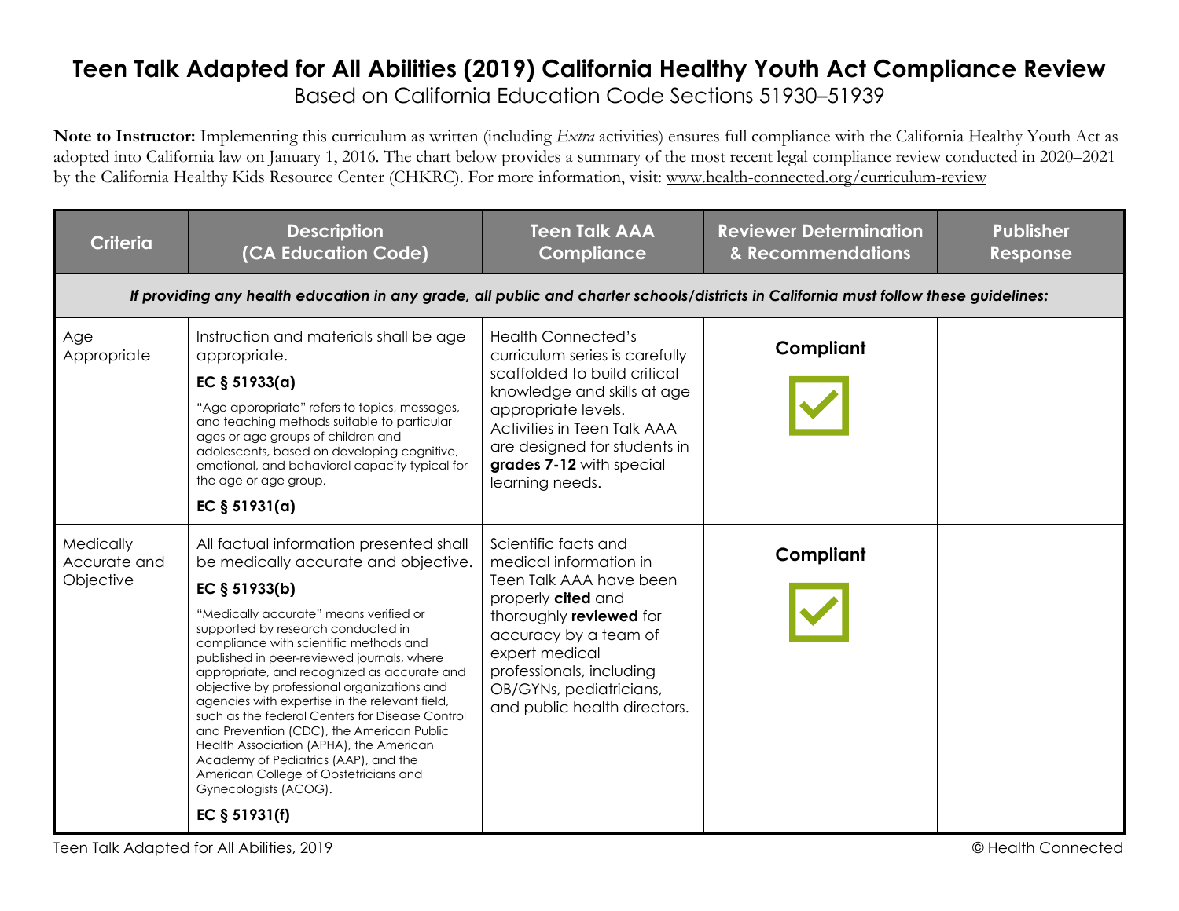# Teen Talk Adapted for All Abilities (2019) California Healthy Youth Act Compliance Review

Based on California Education Code Sections 51930–51939

**Note to Instructor:** Implementing this curriculum as written (including *Extra* activities) ensures full compliance with the California Healthy Youth Act as adopted into California law on January 1, 2016. The chart below provides a summary of the most recent legal compliance review conducted in 2020–2021 by the California Healthy Kids Resource Center (CHKRC). For more information, visit: www.health-connected.org/curriculum-review

| Criteria | Description (CA Education Code) | Teen Talk AAA Compliance | Reviewer Determination & Recommendations | Publisher Response |
|---|---|---|---|---|
| *If providing any health education in any grade, all public and charter schools/districts in California must follow these guidelines:* | | | | |
| Age Appropriate | Instruction and materials shall be age appropriate. **EC § 51933(a)** "Age appropriate" refers to topics, messages, and teaching methods suitable to particular ages or age groups of children and adolescents, based on developing cognitive, emotional, and behavioral capacity typical for the age or age group. **EC § 51931(a)** | Health Connected's curriculum series is carefully scaffolded to build critical knowledge and skills at age appropriate levels. Activities in Teen Talk AAA are designed for students in **grades 7-12** with special learning needs. | **Compliant** ☑ | |
| Medically Accurate and Objective | All factual information presented shall be medically accurate and objective. **EC § 51933(b)** "Medically accurate" means verified or supported by research conducted in compliance with scientific methods and published in peer-reviewed journals, where appropriate, and recognized as accurate and objective by professional organizations and agencies with expertise in the relevant field, such as the federal Centers for Disease Control and Prevention (CDC), the American Public Health Association (APHA), the American Academy of Pediatrics (AAP), and the American College of Obstetricians and Gynecologists (ACOG). **EC § 51931(f)** | Scientific facts and medical information in Teen Talk AAA have been properly **cited** and thoroughly **reviewed** for accuracy by a team of expert medical professionals, including OB/GYNs, pediatricians, and public health directors. | **Compliant** ☑ | |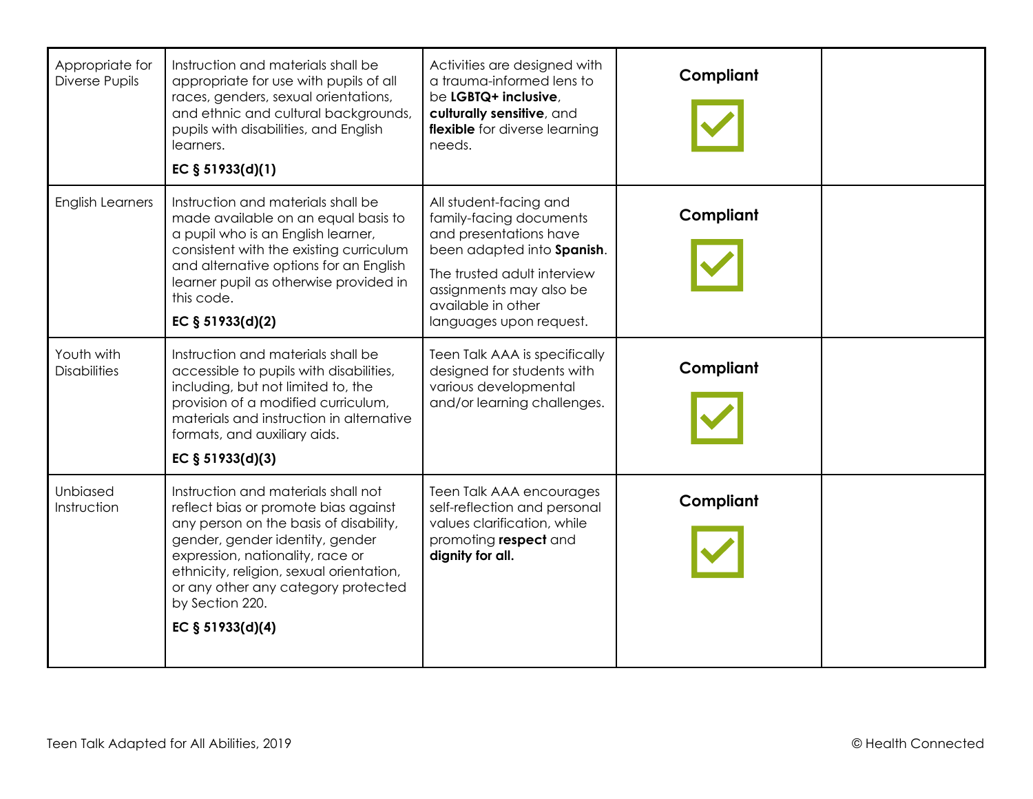| Appropriate for Diverse Pupils | Instruction and materials shall be appropriate for use with pupils of all races, genders, sexual orientations, and ethnic and cultural backgrounds, pupils with disabilities, and English learners. **EC § 51933(d)(1)** | Activities are designed with a trauma-informed lens to be **LGBTQ+ inclusive**, **culturally sensitive**, and **flexible** for diverse learning needs. | **Compliant** ☑ | |
|---|---|---|---|---|
| English Learners | Instruction and materials shall be made available on an equal basis to a pupil who is an English learner, consistent with the existing curriculum and alternative options for an English learner pupil as otherwise provided in this code. **EC § 51933(d)(2)** | All student-facing and family-facing documents and presentations have been adapted into **Spanish**. The trusted adult interview assignments may also be available in other languages upon request. | **Compliant** ☑ | |
| Youth with Disabilities | Instruction and materials shall be accessible to pupils with disabilities, including, but not limited to, the provision of a modified curriculum, materials and instruction in alternative formats, and auxiliary aids. **EC § 51933(d)(3)** | Teen Talk AAA is specifically designed for students with various developmental and/or learning challenges. | **Compliant** ☑ | |
| Unbiased Instruction | Instruction and materials shall not reflect bias or promote bias against any person on the basis of disability, gender, gender identity, gender expression, nationality, race or ethnicity, religion, sexual orientation, or any other any category protected by Section 220. **EC § 51933(d)(4)** | Teen Talk AAA encourages self-reflection and personal values clarification, while promoting **respect** and **dignity for all.** | **Compliant** ☑ | |

Teen Talk Adapted for All Abilities, 2019 © Health Connected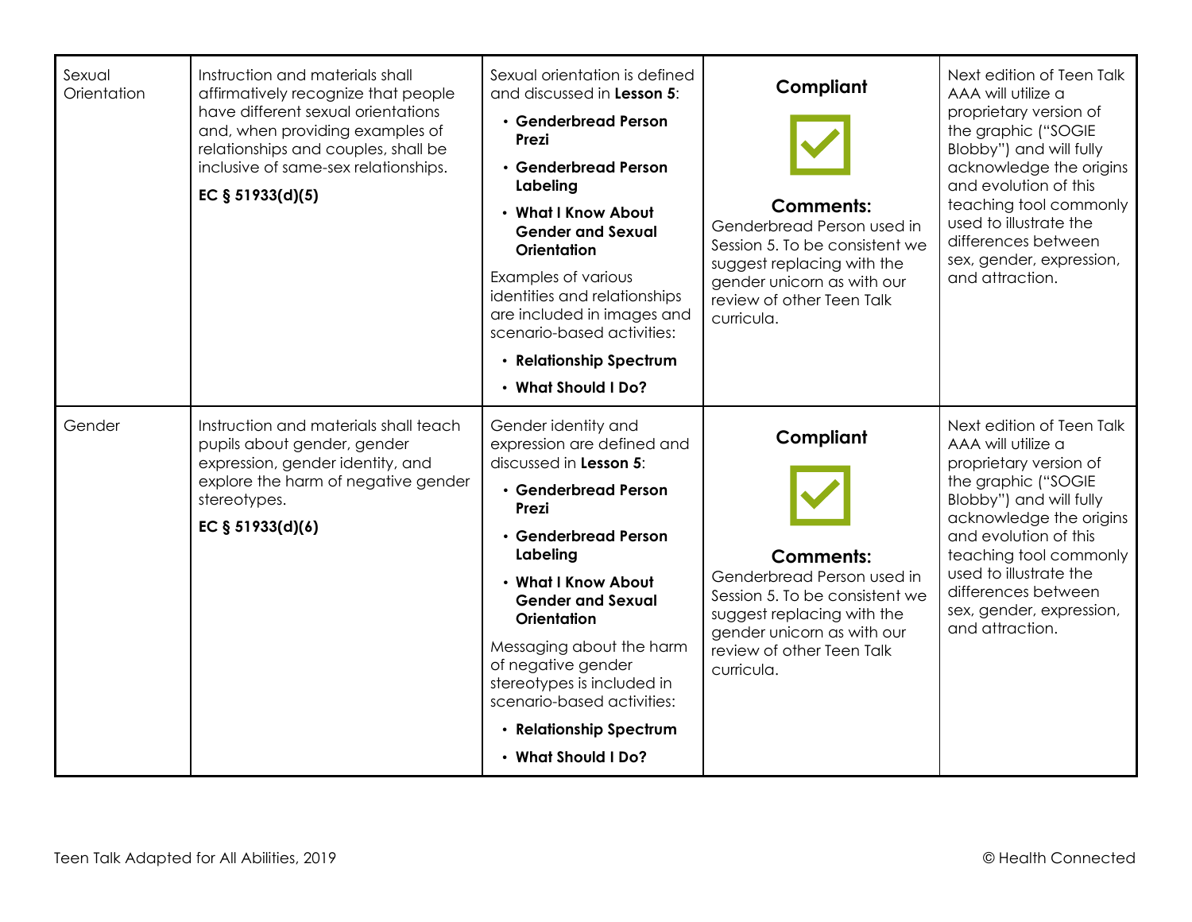| | | | | |
|---|---|---|---|---|
| Sexual Orientation | Instruction and materials shall affirmatively recognize that people have different sexual orientations and, when providing examples of relationships and couples, shall be inclusive of same-sex relationships.<br><br>**EC § 51933(d)(5)** | Sexual orientation is defined and discussed in **Lesson 5**:<br>• **Genderbread Person Prezi**<br>• **Genderbread Person Labeling**<br>• **What I Know About Gender and Sexual Orientation**<br><br>Examples of various identities and relationships are included in images and scenario-based activities:<br>• **Relationship Spectrum**<br>• **What Should I Do?** | **Compliant**<br><br>☑<br><br>**Comments:**<br>Genderbread Person used in Session 5. To be consistent we suggest replacing with the gender unicorn as with our review of other Teen Talk curricula. | Next edition of Teen Talk AAA will utilize a proprietary version of the graphic ("SOGIE Blobby") and will fully acknowledge the origins and evolution of this teaching tool commonly used to illustrate the differences between sex, gender, expression, and attraction. |
| Gender | Instruction and materials shall teach pupils about gender, gender expression, gender identity, and explore the harm of negative gender stereotypes.<br><br>**EC § 51933(d)(6)** | Gender identity and expression are defined and discussed in **Lesson 5**:<br>• **Genderbread Person Prezi**<br>• **Genderbread Person Labeling**<br>• **What I Know About Gender and Sexual Orientation**<br><br>Messaging about the harm of negative gender stereotypes is included in scenario-based activities:<br>• **Relationship Spectrum**<br>• **What Should I Do?** | **Compliant**<br><br>☑<br><br>**Comments:**<br>Genderbread Person used in Session 5. To be consistent we suggest replacing with the gender unicorn as with our review of other Teen Talk curricula. | Next edition of Teen Talk AAA will utilize a proprietary version of the graphic ("SOGIE Blobby") and will fully acknowledge the origins and evolution of this teaching tool commonly used to illustrate the differences between sex, gender, expression, and attraction. |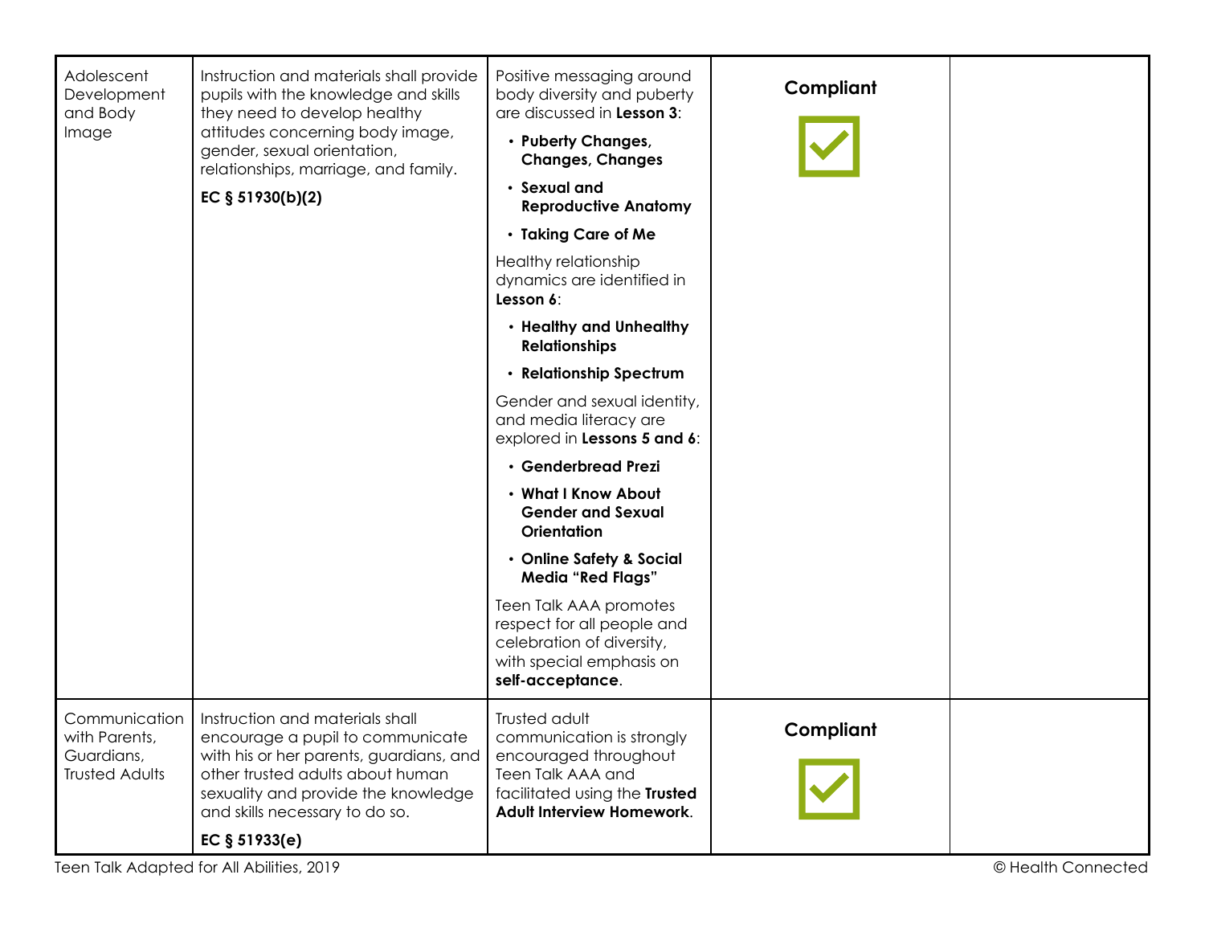| | | | | |
|---|---|---|---|---|
| Adolescent Development and Body Image | Instruction and materials shall provide pupils with the knowledge and skills they need to develop healthy attitudes concerning body image, gender, sexual orientation, relationships, marriage, and family.<br><br>**EC § 51930(b)(2)** | Positive messaging around body diversity and puberty are discussed in **Lesson 3**:<br>• **Puberty Changes, Changes, Changes**<br>• **Sexual and Reproductive Anatomy**<br>• **Taking Care of Me**<br><br>Healthy relationship dynamics are identified in **Lesson 6**:<br>• **Healthy and Unhealthy Relationships**<br>• **Relationship Spectrum**<br><br>Gender and sexual identity, and media literacy are explored in **Lessons 5 and 6**:<br>• **Genderbread Prezi**<br>• **What I Know About Gender and Sexual Orientation**<br>• **Online Safety & Social Media "Red Flags"**<br><br>Teen Talk AAA promotes respect for all people and celebration of diversity, with special emphasis on **self-acceptance**. | **Compliant** ☑ | |
| Communication with Parents, Guardians, Trusted Adults | Instruction and materials shall encourage a pupil to communicate with his or her parents, guardians, and other trusted adults about human sexuality and provide the knowledge and skills necessary to do so.<br><br>**EC § 51933(e)** | Trusted adult communication is strongly encouraged throughout Teen Talk AAA and facilitated using the **Trusted Adult Interview Homework**. | **Compliant** ☑ | |

Teen Talk Adapted for All Abilities, 2019 © Health Connected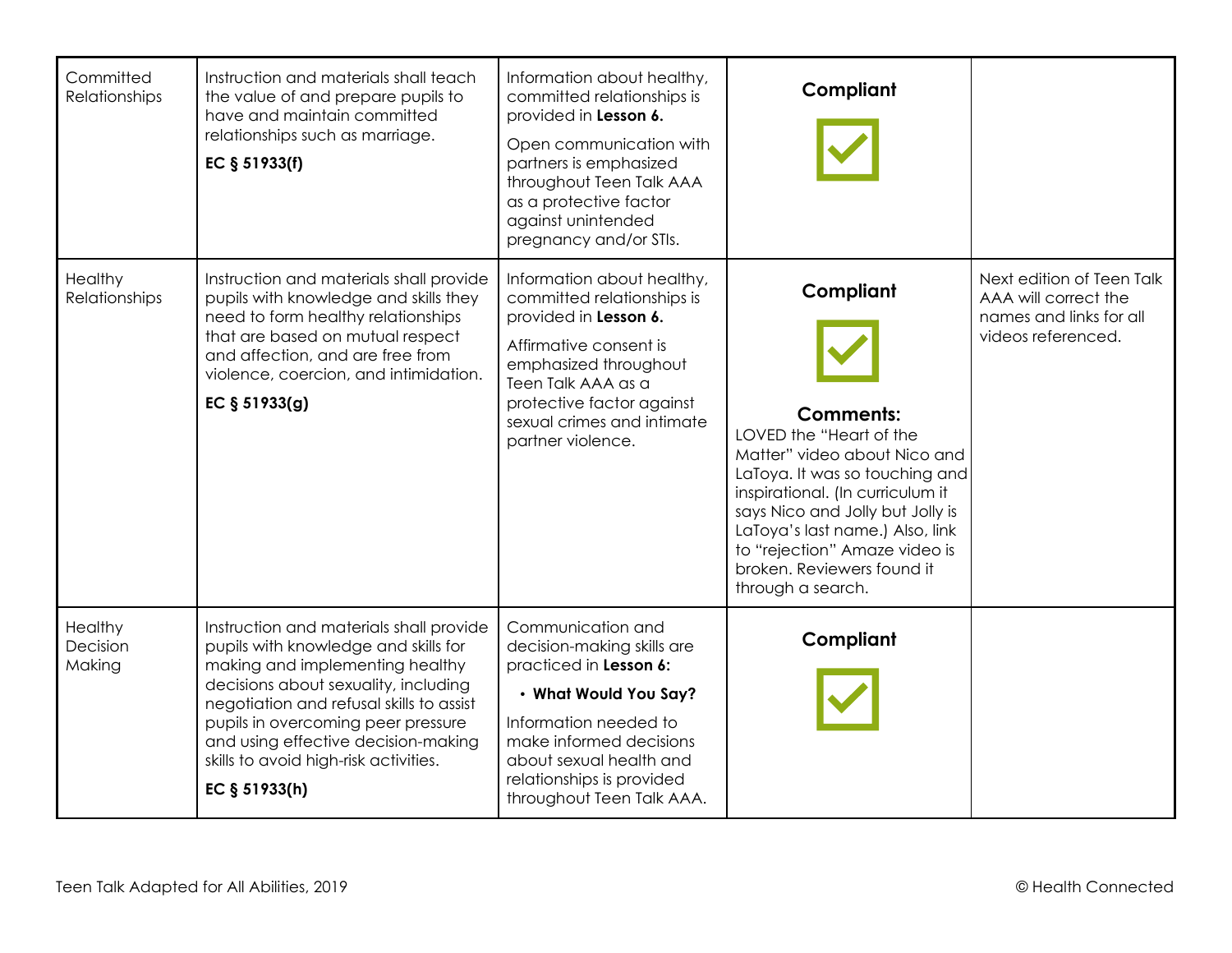| | | | | |
|---|---|---|---|---|
| Committed Relationships | Instruction and materials shall teach the value of and prepare pupils to have and maintain committed relationships such as marriage.<br><br>**EC § 51933(f)** | Information about healthy, committed relationships is provided in **Lesson 6.**<br><br>Open communication with partners is emphasized throughout Teen Talk AAA as a protective factor against unintended pregnancy and/or STIs. | **Compliant**<br><br>☑ | |
| Healthy Relationships | Instruction and materials shall provide pupils with knowledge and skills they need to form healthy relationships that are based on mutual respect and affection, and are free from violence, coercion, and intimidation.<br><br>**EC § 51933(g)** | Information about healthy, committed relationships is provided in **Lesson 6.**<br><br>Affirmative consent is emphasized throughout Teen Talk AAA as a protective factor against sexual crimes and intimate partner violence. | **Compliant**<br><br>☑<br><br>**Comments:**<br>LOVED the "Heart of the Matter" video about Nico and LaToya. It was so touching and inspirational. (In curriculum it says Nico and Jolly but Jolly is LaToya's last name.) Also, link to "rejection" Amaze video is broken. Reviewers found it through a search. | Next edition of Teen Talk AAA will correct the names and links for all videos referenced. |
| Healthy Decision Making | Instruction and materials shall provide pupils with knowledge and skills for making and implementing healthy decisions about sexuality, including negotiation and refusal skills to assist pupils in overcoming peer pressure and using effective decision-making skills to avoid high-risk activities.<br><br>**EC § 51933(h)** | Communication and decision-making skills are practiced in **Lesson 6:**<br><br>• **What Would You Say?**<br><br>Information needed to make informed decisions about sexual health and relationships is provided throughout Teen Talk AAA. | **Compliant**<br><br>☑ | |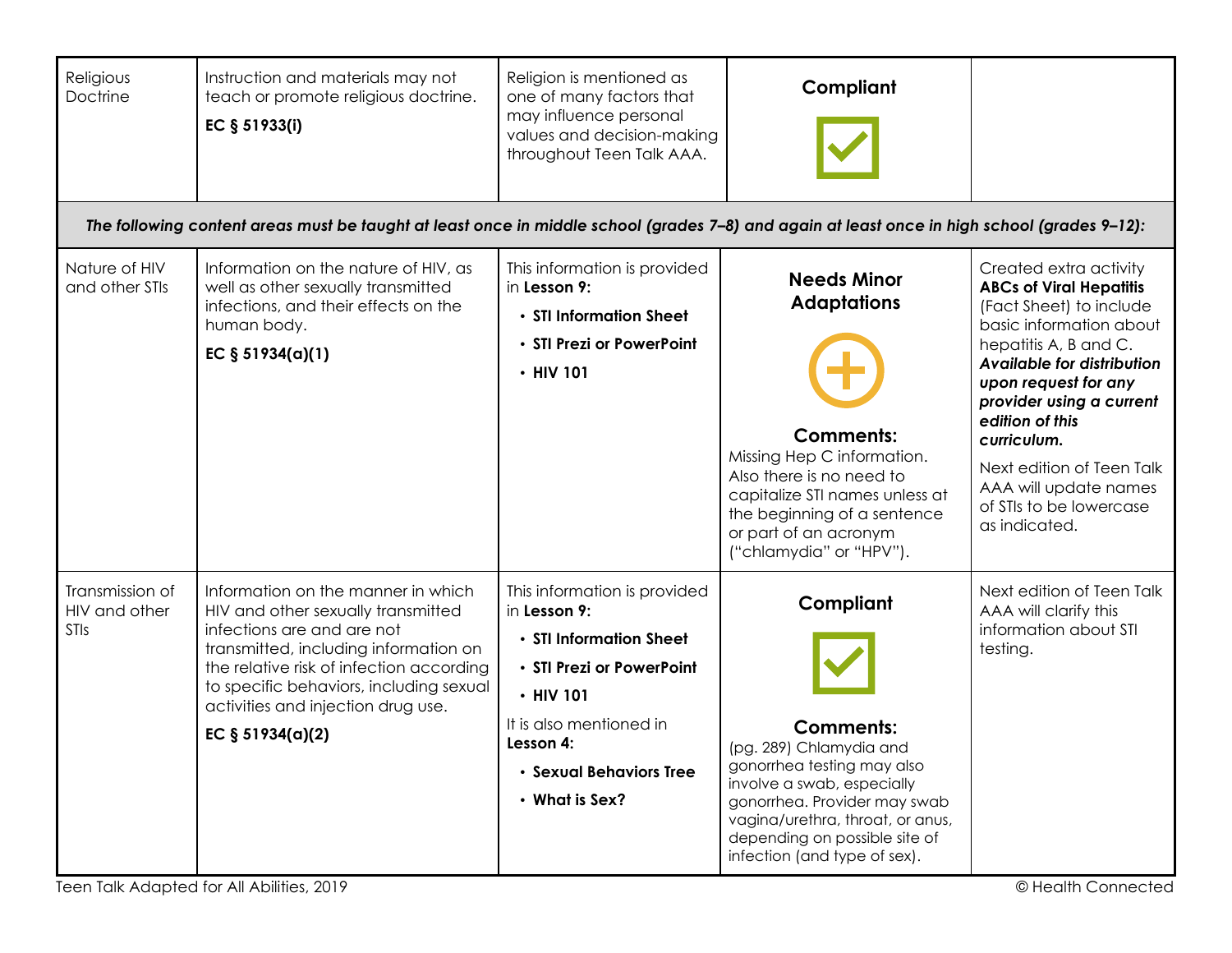| Religious Doctrine | Instruction and materials may not teach or promote religious doctrine.<br>**EC § 51933(i)** | Religion is mentioned as one of many factors that may influence personal values and decision-making throughout Teen Talk AAA. | **Compliant** | |
|---|---|---|---|---|
| ***The following content areas must be taught at least once in middle school (grades 7–8) and again at least once in high school (grades 9–12):*** | | | | |
| Nature of HIV and other STIs | Information on the nature of HIV, as well as other sexually transmitted infections, and their effects on the human body.<br>**EC § 51934(a)(1)** | This information is provided in **Lesson 9:**<br>• **STI Information Sheet**<br>• **STI Prezi or PowerPoint**<br>• **HIV 101** | **Needs Minor Adaptations**<br>**Comments:**<br>Missing Hep C information. Also there is no need to capitalize STI names unless at the beginning of a sentence or part of an acronym ("chlamydia" or "HPV"). | Created extra activity **ABCs of Viral Hepatitis** (Fact Sheet) to include basic information about hepatitis A, B and C. ***Available for distribution upon request for any provider using a current edition of this curriculum.***<br>Next edition of Teen Talk AAA will update names of STIs to be lowercase as indicated. |
| Transmission of HIV and other STIs | Information on the manner in which HIV and other sexually transmitted infections are and are not transmitted, including information on the relative risk of infection according to specific behaviors, including sexual activities and injection drug use.<br>**EC § 51934(a)(2)** | This information is provided in **Lesson 9:**<br>• **STI Information Sheet**<br>• **STI Prezi or PowerPoint**<br>• **HIV 101**<br>It is also mentioned in **Lesson 4:**<br>• **Sexual Behaviors Tree**<br>• **What is Sex?** | **Compliant**<br>**Comments:**<br>(pg. 289) Chlamydia and gonorrhea testing may also involve a swab, especially gonorrhea. Provider may swab vagina/urethra, throat, or anus, depending on possible site of infection (and type of sex). | Next edition of Teen Talk AAA will clarify this information about STI testing. |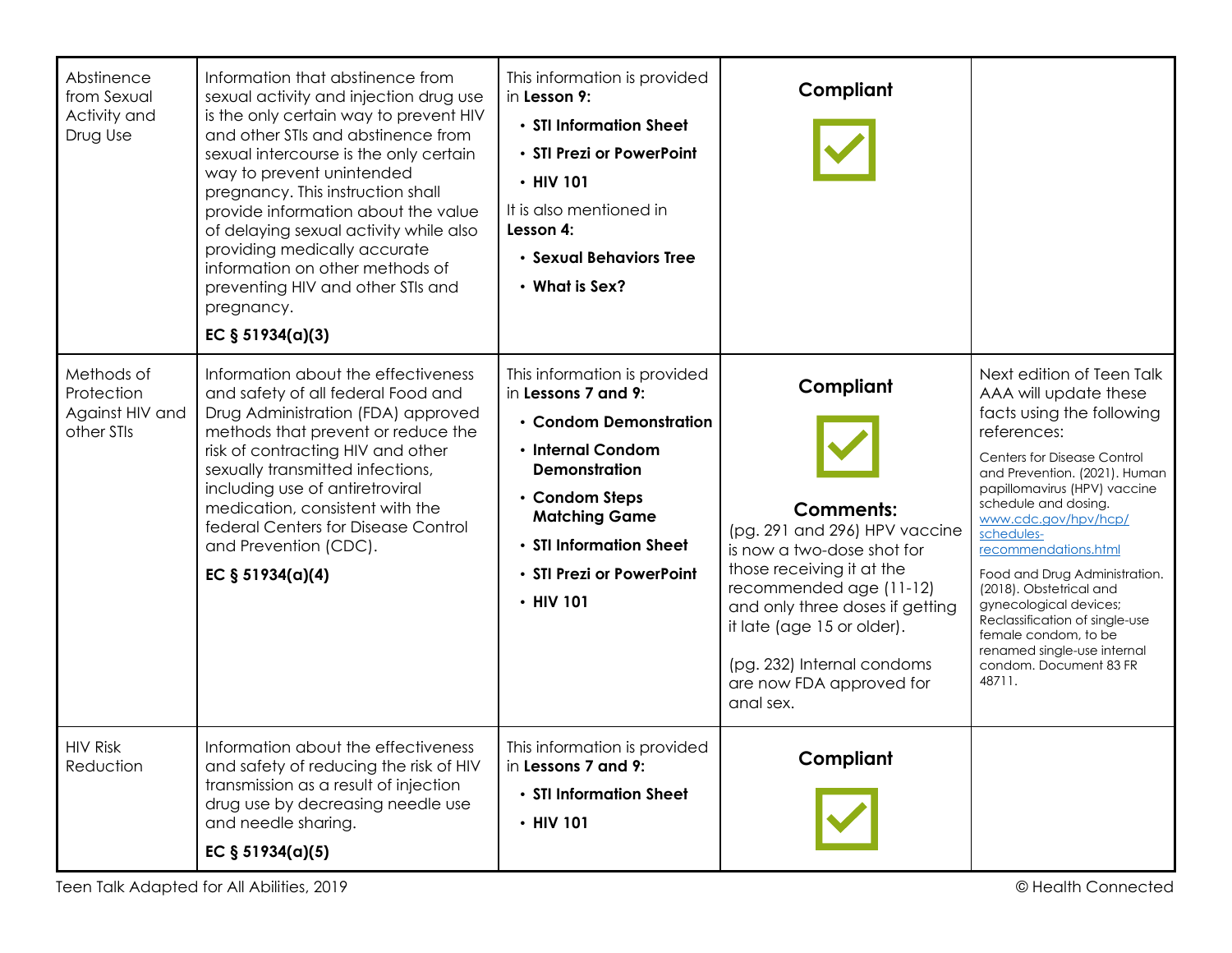| | | | | |
|---|---|---|---|---|
| Abstinence from Sexual Activity and Drug Use | Information that abstinence from sexual activity and injection drug use is the only certain way to prevent HIV and other STIs and abstinence from sexual intercourse is the only certain way to prevent unintended pregnancy. This instruction shall provide information about the value of delaying sexual activity while also providing medically accurate information on other methods of preventing HIV and other STIs and pregnancy.<br>**EC § 51934(a)(3)** | This information is provided in **Lesson 9:**<br>• **STI Information Sheet**<br>• **STI Prezi or PowerPoint**<br>• **HIV 101**<br>It is also mentioned in **Lesson 4:**<br>• **Sexual Behaviors Tree**<br>• **What is Sex?** | **Compliant** ☑ | |
| Methods of Protection Against HIV and other STIs | Information about the effectiveness and safety of all federal Food and Drug Administration (FDA) approved methods that prevent or reduce the risk of contracting HIV and other sexually transmitted infections, including use of antiretroviral medication, consistent with the federal Centers for Disease Control and Prevention (CDC).<br>**EC § 51934(a)(4)** | This information is provided in **Lessons 7 and 9:**<br>• **Condom Demonstration**<br>• **Internal Condom Demonstration**<br>• **Condom Steps Matching Game**<br>• **STI Information Sheet**<br>• **STI Prezi or PowerPoint**<br>• **HIV 101** | **Compliant** ☑<br>**Comments:**<br>(pg. 291 and 296) HPV vaccine is now a two-dose shot for those receiving it at the recommended age (11-12) and only three doses if getting it late (age 15 or older).<br>(pg. 232) Internal condoms are now FDA approved for anal sex. | Next edition of Teen Talk AAA will update these facts using the following references:<br>Centers for Disease Control and Prevention. (2021). Human papillomavirus (HPV) vaccine schedule and dosing. www.cdc.gov/hpv/hcp/schedules-recommendations.html<br>Food and Drug Administration. (2018). Obstetrical and gynecological devices; Reclassification of single-use female condom, to be renamed single-use internal condom. Document 83 FR 48711. |
| HIV Risk Reduction | Information about the effectiveness and safety of reducing the risk of HIV transmission as a result of injection drug use by decreasing needle use and needle sharing.<br>**EC § 51934(a)(5)** | This information is provided in **Lessons 7 and 9:**<br>• **STI Information Sheet**<br>• **HIV 101** | **Compliant** ☑ | |

Teen Talk Adapted for All Abilities, 2019 © Health Connected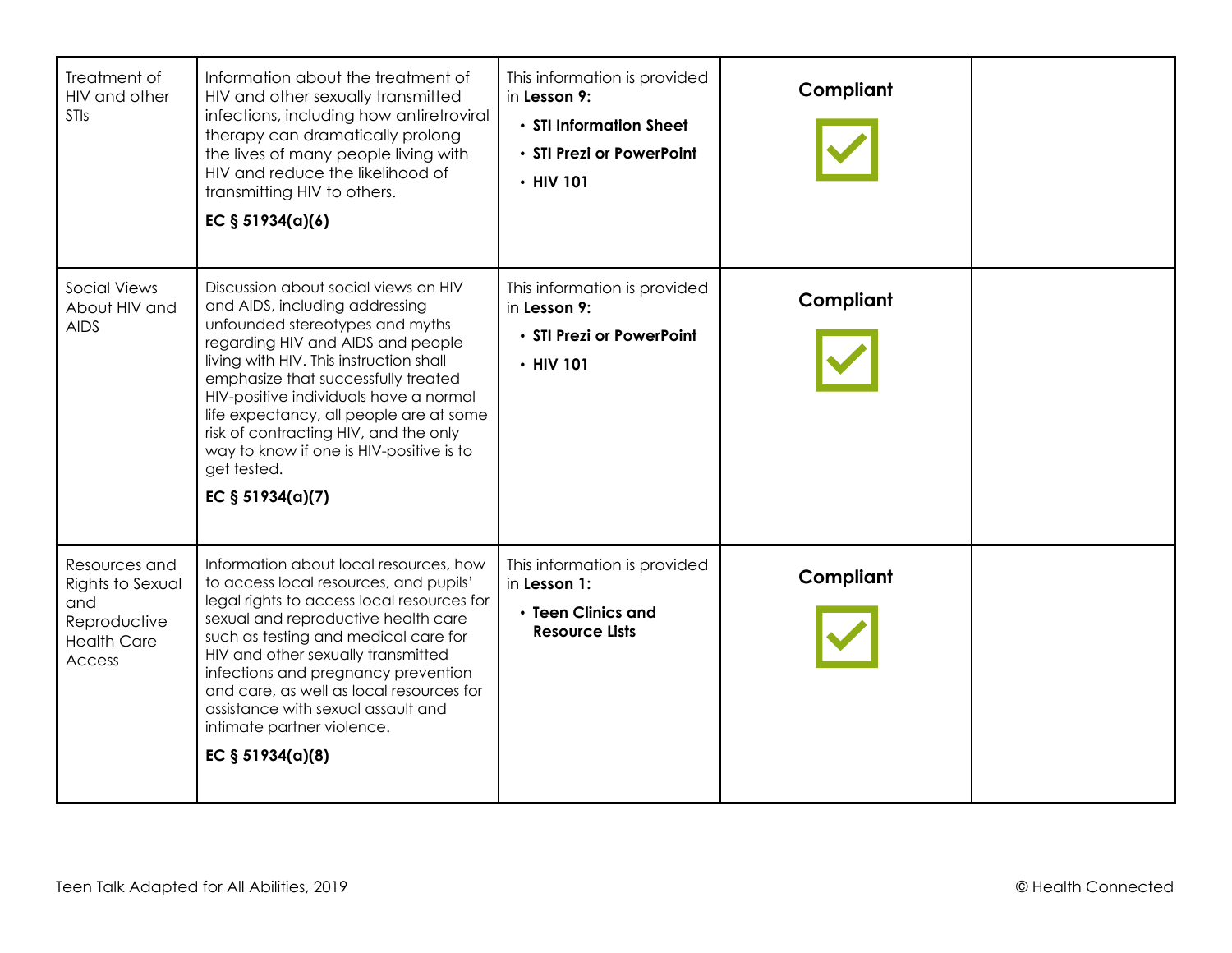| | | | | |
|---|---|---|---|---|
| Treatment of HIV and other STIs | Information about the treatment of HIV and other sexually transmitted infections, including how antiretroviral therapy can dramatically prolong the lives of many people living with HIV and reduce the likelihood of transmitting HIV to others.<br><br>**EC § 51934(a)(6)** | This information is provided in **Lesson 9:**<br>• **STI Information Sheet**<br>• **STI Prezi or PowerPoint**<br>• **HIV 101** | **Compliant** ☑ | |
| Social Views About HIV and AIDS | Discussion about social views on HIV and AIDS, including addressing unfounded stereotypes and myths regarding HIV and AIDS and people living with HIV. This instruction shall emphasize that successfully treated HIV-positive individuals have a normal life expectancy, all people are at some risk of contracting HIV, and the only way to know if one is HIV-positive is to get tested.<br><br>**EC § 51934(a)(7)** | This information is provided in **Lesson 9:**<br>• **STI Prezi or PowerPoint**<br>• **HIV 101** | **Compliant** ☑ | |
| Resources and Rights to Sexual and Reproductive Health Care Access | Information about local resources, how to access local resources, and pupils' legal rights to access local resources for sexual and reproductive health care such as testing and medical care for HIV and other sexually transmitted infections and pregnancy prevention and care, as well as local resources for assistance with sexual assault and intimate partner violence.<br><br>**EC § 51934(a)(8)** | This information is provided in **Lesson 1:**<br>• **Teen Clinics and Resource Lists** | **Compliant** ☑ | |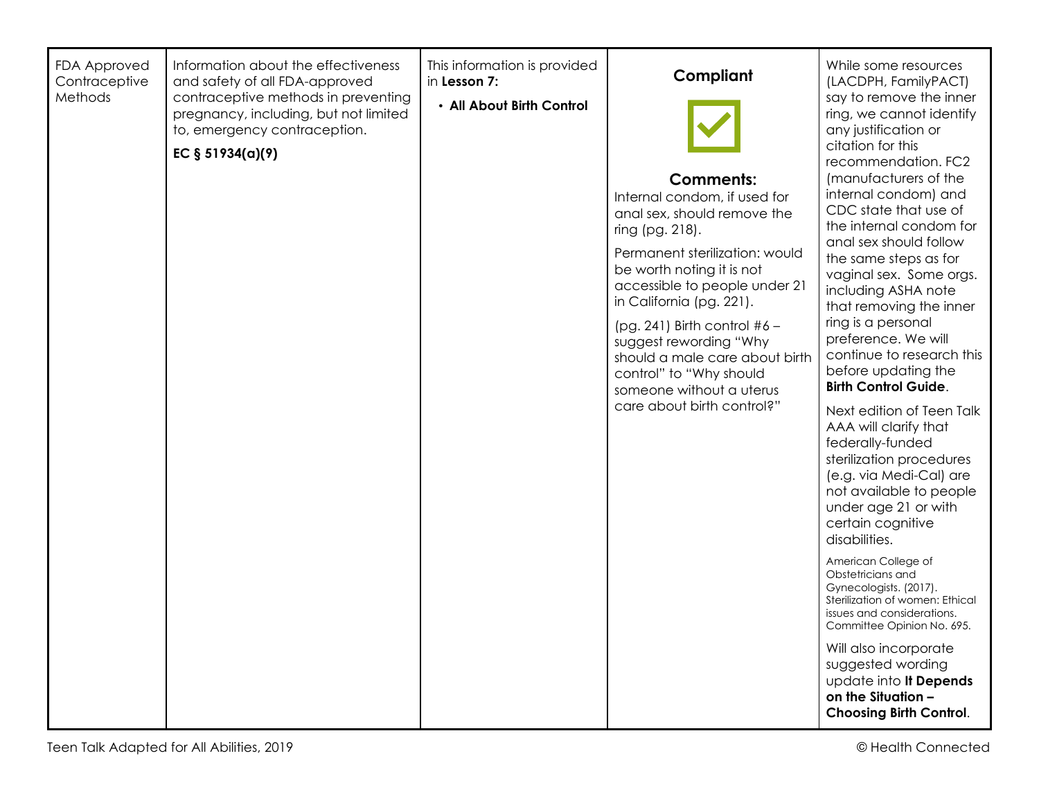| FDA Approved Contraceptive Methods | Information about the effectiveness and safety of all FDA-approved contraceptive methods in preventing pregnancy, including, but not limited to, emergency contraception.<br><br>**EC § 51934(a)(9)** | This information is provided in **Lesson 7:**<br><br>• **All About Birth Control** | **Compliant**<br><br>✓<br><br>**Comments:**<br>Internal condom, if used for anal sex, should remove the ring (pg. 218).<br><br>Permanent sterilization: would be worth noting it is not accessible to people under 21 in California (pg. 221).<br><br>(pg. 241) Birth control #6 – suggest rewording "Why should a male care about birth control" to "Why should someone without a uterus care about birth control?" | While some resources (LACDPH, FamilyPACT) say to remove the inner ring, we cannot identify any justification or citation for this recommendation. FC2 (manufacturers of the internal condom) and CDC state that use of the internal condom for anal sex should follow the same steps as for vaginal sex. Some orgs. including ASHA note that removing the inner ring is a personal preference. We will continue to research this before updating the **Birth Control Guide**.<br><br>Next edition of Teen Talk AAA will clarify that federally-funded sterilization procedures (e.g. via Medi-Cal) are not available to people under age 21 or with certain cognitive disabilities.<br><br>American College of Obstetricians and Gynecologists. (2017). Sterilization of women: Ethical issues and considerations. Committee Opinion No. 695.<br><br>Will also incorporate suggested wording update into **It Depends on the Situation – Choosing Birth Control**. |
|---|---|---|---|---|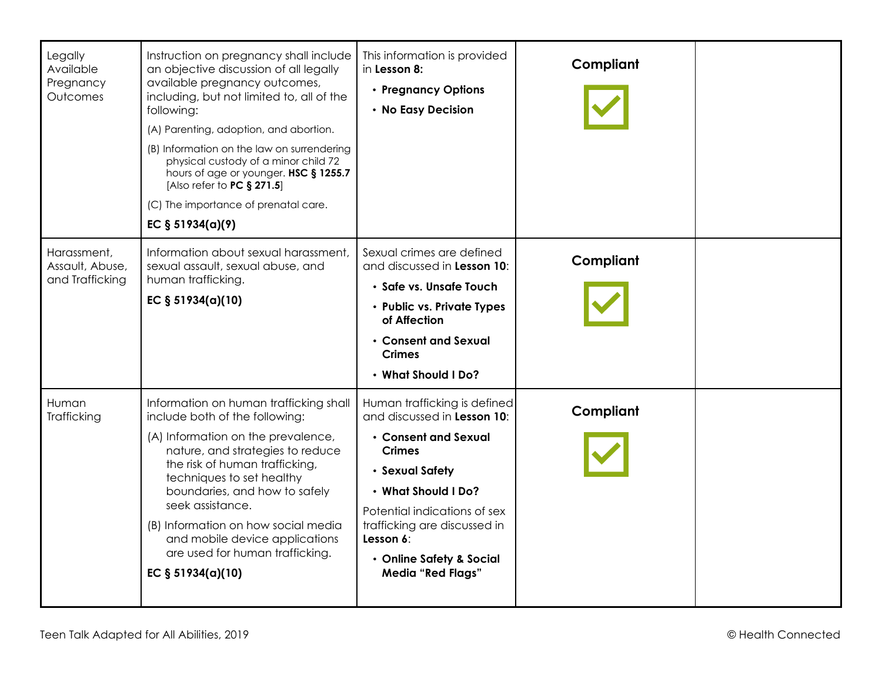| | | | | |
|---|---|---|---|---|
| Legally Available Pregnancy Outcomes | Instruction on pregnancy shall include an objective discussion of all legally available pregnancy outcomes, including, but not limited to, all of the following:<br>(A) Parenting, adoption, and abortion.<br>(B) Information on the law on surrendering physical custody of a minor child 72 hours of age or younger. **HSC § 1255.7** [Also refer to **PC § 271.5**]<br>(C) The importance of prenatal care.<br>**EC § 51934(a)(9)** | This information is provided in **Lesson 8:**<br>• **Pregnancy Options**<br>• **No Easy Decision** | **Compliant** ☑ | |
| Harassment, Assault, Abuse, and Trafficking | Information about sexual harassment, sexual assault, sexual abuse, and human trafficking.<br>**EC § 51934(a)(10)** | Sexual crimes are defined and discussed in **Lesson 10**:<br>• **Safe vs. Unsafe Touch**<br>• **Public vs. Private Types of Affection**<br>• **Consent and Sexual Crimes**<br>• **What Should I Do?** | **Compliant** ☑ | |
| Human Trafficking | Information on human trafficking shall include both of the following:<br>(A) Information on the prevalence, nature, and strategies to reduce the risk of human trafficking, techniques to set healthy boundaries, and how to safely seek assistance.<br>(B) Information on how social media and mobile device applications are used for human trafficking.<br>**EC § 51934(a)(10)** | Human trafficking is defined and discussed in **Lesson 10**:<br>• **Consent and Sexual Crimes**<br>• **Sexual Safety**<br>• **What Should I Do?**<br>Potential indications of sex trafficking are discussed in **Lesson 6**:<br>• **Online Safety & Social Media "Red Flags"** | **Compliant** ☑ | |

Teen Talk Adapted for All Abilities, 2019 © Health Connected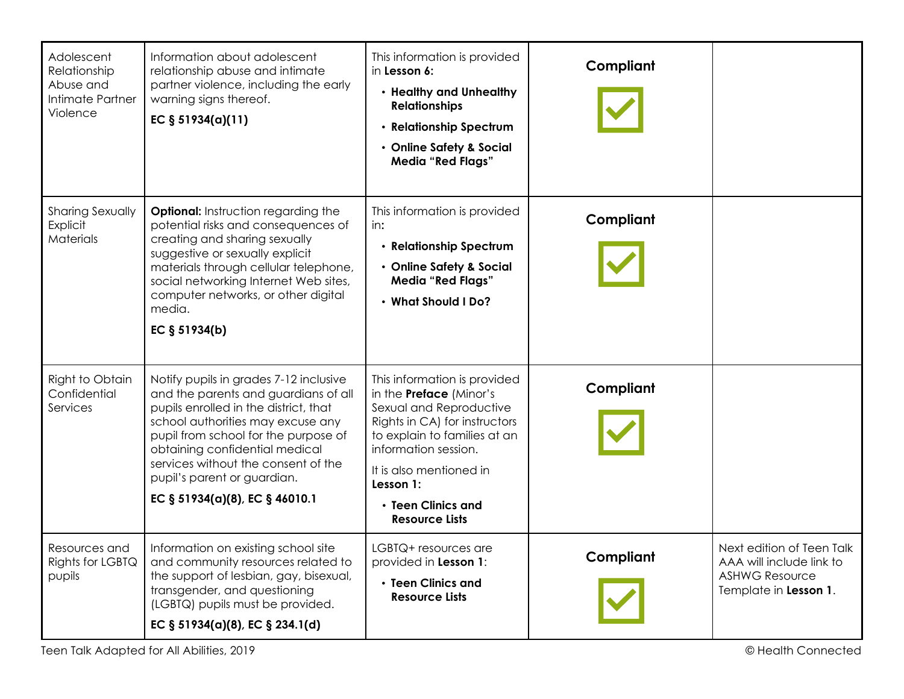| | | | | |
|---|---|---|---|---|
| Adolescent Relationship Abuse and Intimate Partner Violence | Information about adolescent relationship abuse and intimate partner violence, including the early warning signs thereof.<br><br>**EC § 51934(a)(11)** | This information is provided in **Lesson 6:**<br>• **Healthy and Unhealthy Relationships**<br>• **Relationship Spectrum**<br>• **Online Safety & Social Media "Red Flags"** | **Compliant** ☑ | |
| Sharing Sexually Explicit Materials | **Optional:** Instruction regarding the potential risks and consequences of creating and sharing sexually suggestive or sexually explicit materials through cellular telephone, social networking Internet Web sites, computer networks, or other digital media.<br><br>**EC § 51934(b)** | This information is provided in:<br>• **Relationship Spectrum**<br>• **Online Safety & Social Media "Red Flags"**<br>• **What Should I Do?** | **Compliant** ☑ | |
| Right to Obtain Confidential Services | Notify pupils in grades 7-12 inclusive and the parents and guardians of all pupils enrolled in the district, that school authorities may excuse any pupil from school for the purpose of obtaining confidential medical services without the consent of the pupil's parent or guardian.<br><br>**EC § 51934(a)(8), EC § 46010.1** | This information is provided in the **Preface** (Minor's Sexual and Reproductive Rights in CA) for instructors to explain to families at an information session.<br><br>It is also mentioned in **Lesson 1:**<br>• **Teen Clinics and Resource Lists** | **Compliant** ☑ | |
| Resources and Rights for LGBTQ pupils | Information on existing school site and community resources related to the support of lesbian, gay, bisexual, transgender, and questioning (LGBTQ) pupils must be provided.<br><br>**EC § 51934(a)(8), EC § 234.1(d)** | LGBTQ+ resources are provided in **Lesson 1**:<br>• **Teen Clinics and Resource Lists** | **Compliant** ☑ | Next edition of Teen Talk AAA will include link to ASHWG Resource Template in **Lesson 1**. |

Teen Talk Adapted for All Abilities, 2019 © Health Connected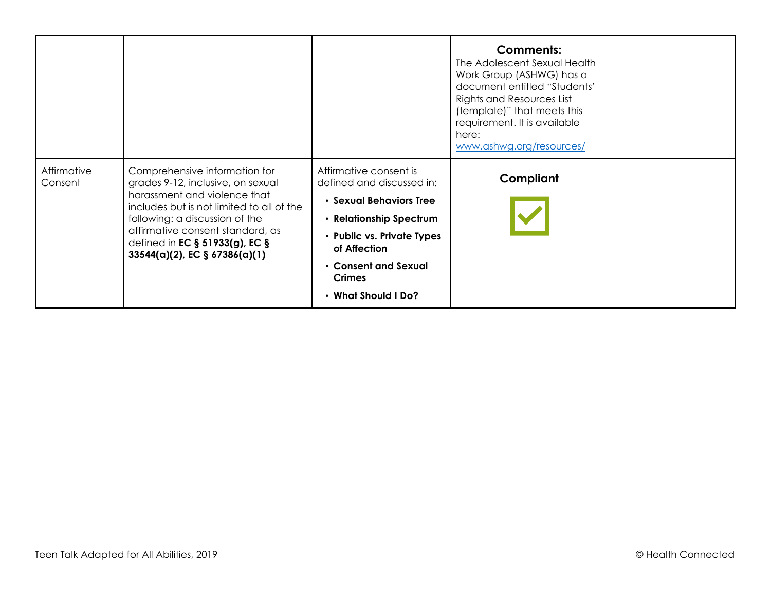| | | | | |
|---|---|---|---|---|
| | | | **Comments:** The Adolescent Sexual Health Work Group (ASHWG) has a document entitled "Students' Rights and Resources List (template)" that meets this requirement. It is available here: www.ashwg.org/resources/ | |
| Affirmative Consent | Comprehensive information for grades 9-12, inclusive, on sexual harassment and violence that includes but is not limited to all of the following: a discussion of the affirmative consent standard, as defined in **EC § 51933(g)**, **EC § 33544(a)(2)**, **EC § 67386(a)(1)** | Affirmative consent is defined and discussed in: • **Sexual Behaviors Tree** • **Relationship Spectrum** • **Public vs. Private Types of Affection** • **Consent and Sexual Crimes** • **What Should I Do?** | **Compliant** | |

Teen Talk Adapted for All Abilities, 2019

© Health Connected